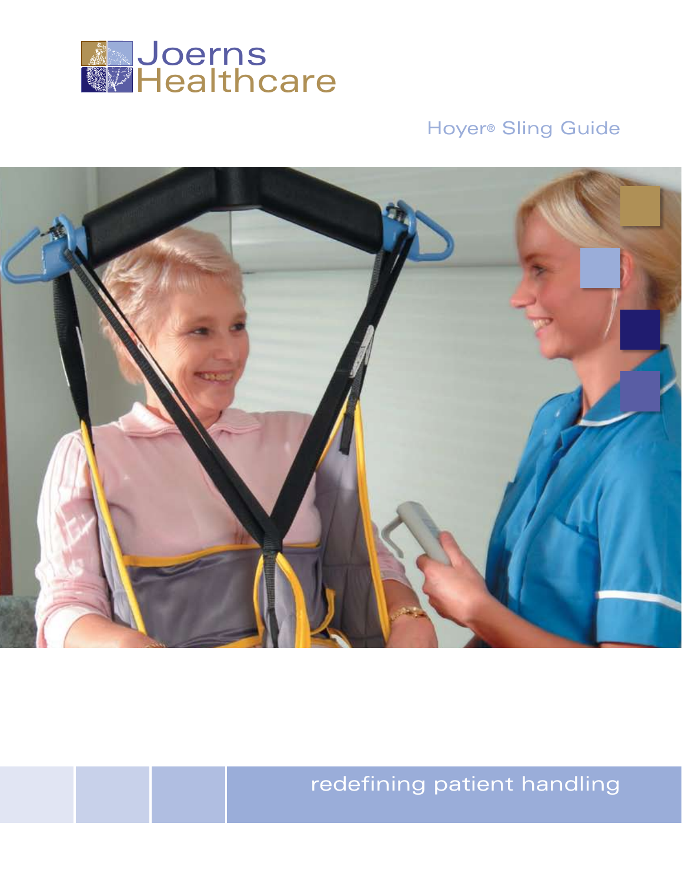Joerns Healthcare

# Hoyer® Sling Guide

redefining patient handling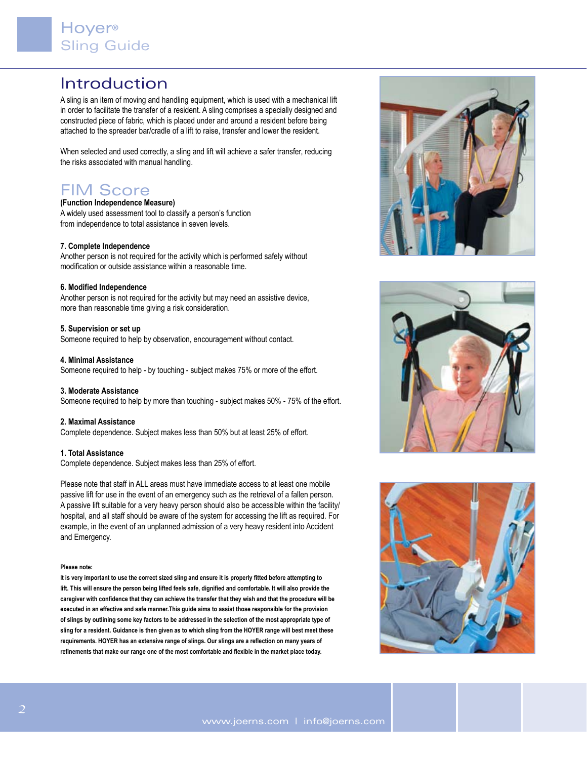# Introduction

A sling is an item of moving and handling equipment, which is used with a mechanical lift in order to facilitate the transfer of a resident. A sling comprises a specially designed and constructed piece of fabric, which is placed under and around a resident before being attached to the spreader bar/cradle of a lift to raise, transfer and lower the resident.

When selected and used correctly, a sling and lift will achieve a safer transfer, reducing the risks associated with manual handling.

# FIM Score

**(Function Independence Measure)**
A widely used assessment tool to classify a person's function from independence to total assistance in seven levels.

**7. Complete Independence**
Another person is not required for the activity which is performed safely without modification or outside assistance within a reasonable time.

**6. Modified Independence**
Another person is not required for the activity but may need an assistive device, more than reasonable time giving a risk consideration.

**5. Supervision or set up**
Someone required to help by observation, encouragement without contact.

**4. Minimal Assistance**
Someone required to help - by touching - subject makes 75% or more of the effort.

**3. Moderate Assistance**
Someone required to help by more than touching - subject makes 50% - 75% of the effort.

**2. Maximal Assistance**
Complete dependence. Subject makes less than 50% but at least 25% of effort.

**1. Total Assistance**
Complete dependence. Subject makes less than 25% of effort.

Please note that staff in ALL areas must have immediate access to at least one mobile passive lift for use in the event of an emergency such as the retrieval of a fallen person. A passive lift suitable for a very heavy person should also be accessible within the facility/hospital, and all staff should be aware of the system for accessing the lift as required. For example, in the event of an unplanned admission of a very heavy resident into Accident and Emergency.

**Please note:**

**It is very important to use the correct sized sling and ensure it is properly fitted before attempting to lift. This will ensure the person being lifted feels safe, dignified and comfortable. It will also provide the caregiver with confidence that they can achieve the transfer that they wish and that the procedure will be executed in an effective and safe manner.This guide aims to assist those responsible for the provision of slings by outlining some key factors to be addressed in the selection of the most appropriate type of sling for a resident. Guidance is then given as to which sling from the HOYER range will best meet these requirements. HOYER has an extensive range of slings. Our slings are a reflection on many years of refinements that make our range one of the most comfortable and flexible in the market place today.**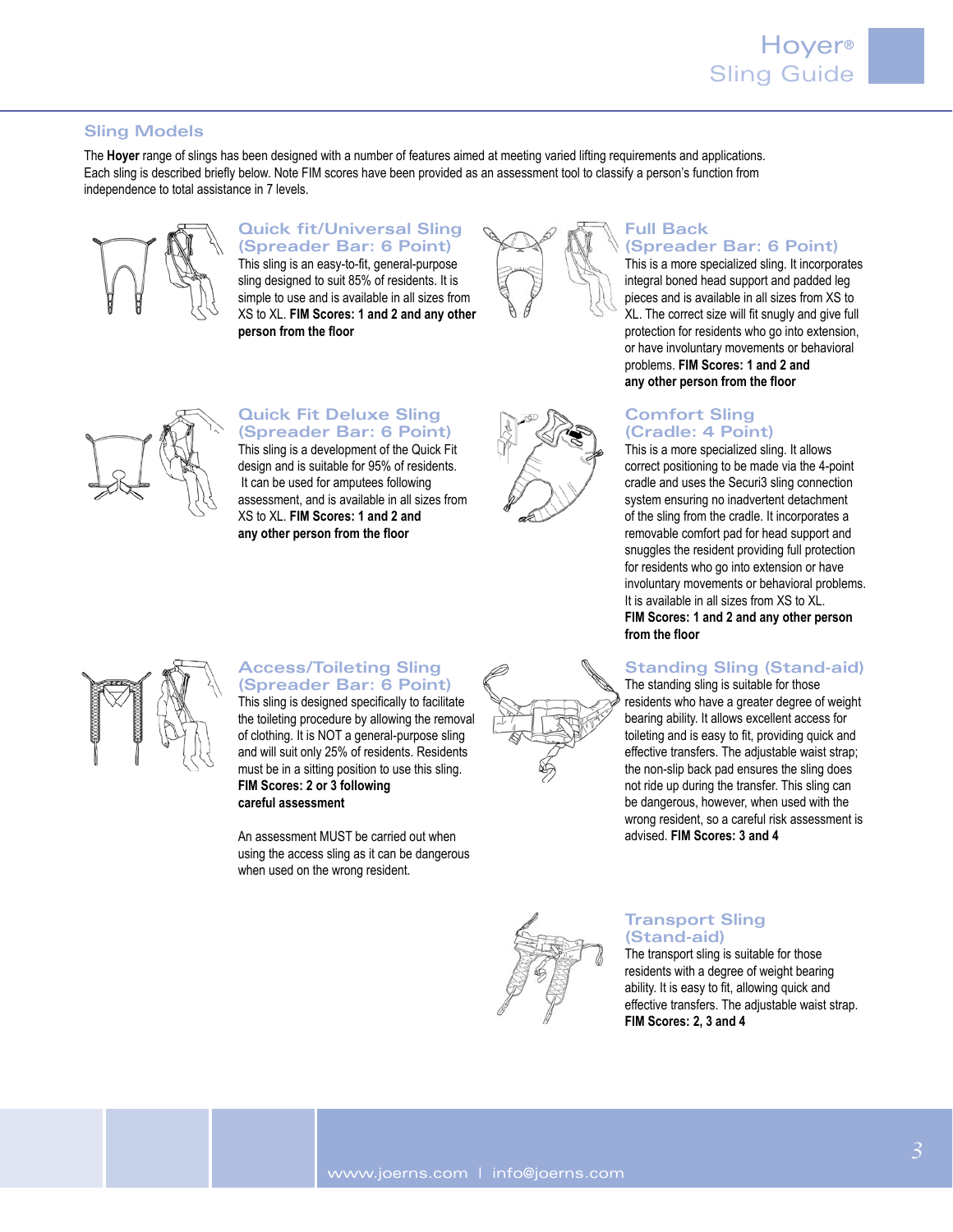## Sling Models

The **Hoyer** range of slings has been designed with a number of features aimed at meeting varied lifting requirements and applications. Each sling is described briefly below. Note FIM scores have been provided as an assessment tool to classify a person's function from independence to total assistance in 7 levels.

### Quick fit/Universal Sling (Spreader Bar: 6 Point)

This sling is an easy-to-fit, general-purpose sling designed to suit 85% of residents. It is simple to use and is available in all sizes from XS to XL. **FIM Scores: 1 and 2 and any other person from the floor**

### Full Back (Spreader Bar: 6 Point)

This is a more specialized sling. It incorporates integral boned head support and padded leg pieces and is available in all sizes from XS to XL. The correct size will fit snugly and give full protection for residents who go into extension, or have involuntary movements or behavioral problems. **FIM Scores: 1 and 2 and any other person from the floor**

### Quick Fit Deluxe Sling (Spreader Bar: 6 Point)

This sling is a development of the Quick Fit design and is suitable for 95% of residents. It can be used for amputees following assessment, and is available in all sizes from XS to XL. **FIM Scores: 1 and 2 and any other person from the floor**

### Comfort Sling (Cradle: 4 Point)

This is a more specialized sling. It allows correct positioning to be made via the 4-point cradle and uses the Securi3 sling connection system ensuring no inadvertent detachment of the sling from the cradle. It incorporates a removable comfort pad for head support and snuggles the resident providing full protection for residents who go into extension or have involuntary movements or behavioral problems. It is available in all sizes from XS to XL. **FIM Scores: 1 and 2 and any other person from the floor**

### Access/Toileting Sling (Spreader Bar: 6 Point)

This sling is designed specifically to facilitate the toileting procedure by allowing the removal of clothing. It is NOT a general-purpose sling and will suit only 25% of residents. Residents must be in a sitting position to use this sling. **FIM Scores: 2 or 3 following careful assessment**

An assessment MUST be carried out when using the access sling as it can be dangerous when used on the wrong resident.

### Standing Sling (Stand-aid)

The standing sling is suitable for those residents who have a greater degree of weight bearing ability. It allows excellent access for toileting and is easy to fit, providing quick and effective transfers. The adjustable waist strap; the non-slip back pad ensures the sling does not ride up during the transfer. This sling can be dangerous, however, when used with the wrong resident, so a careful risk assessment is advised. **FIM Scores: 3 and 4**

### Transport Sling (Stand-aid)

The transport sling is suitable for those residents with a degree of weight bearing ability. It is easy to fit, allowing quick and effective transfers. The adjustable waist strap. **FIM Scores: 2, 3 and 4**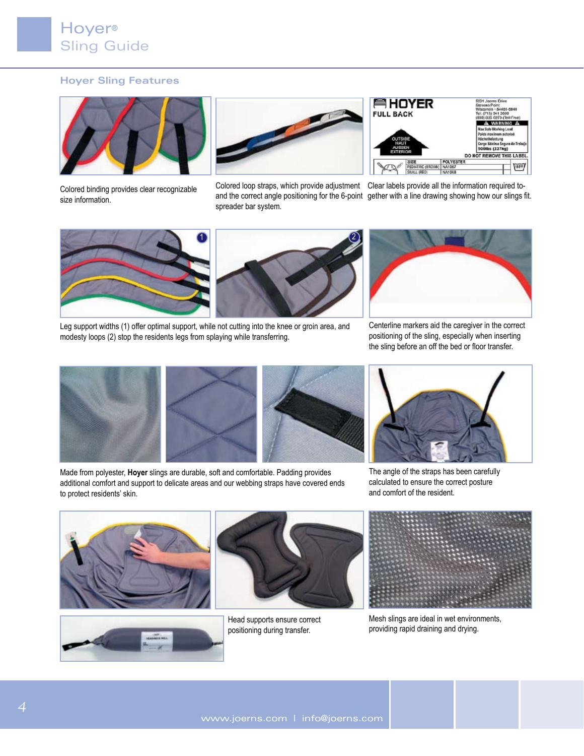## Hoyer Sling Features

Colored binding provides clear recognizable size information.

Colored loop straps, which provide adjustment and the correct angle positioning for the 6-point spreader bar system.

Clear labels provide all the information required together with a line drawing showing how our slings fit.

Leg support widths (1) offer optimal support, while not cutting into the knee or groin area, and modesty loops (2) stop the residents legs from splaying while transferring.

Centerline markers aid the caregiver in the correct positioning of the sling, especially when inserting the sling before an off the bed or floor transfer.

Made from polyester, **Hoyer** slings are durable, soft and comfortable. Padding provides additional comfort and support to delicate areas and our webbing straps have covered ends to protect residents' skin.

The angle of the straps has been carefully calculated to ensure the correct posture and comfort of the resident.

Head supports ensure correct positioning during transfer.

Mesh slings are ideal in wet environments, providing rapid draining and drying.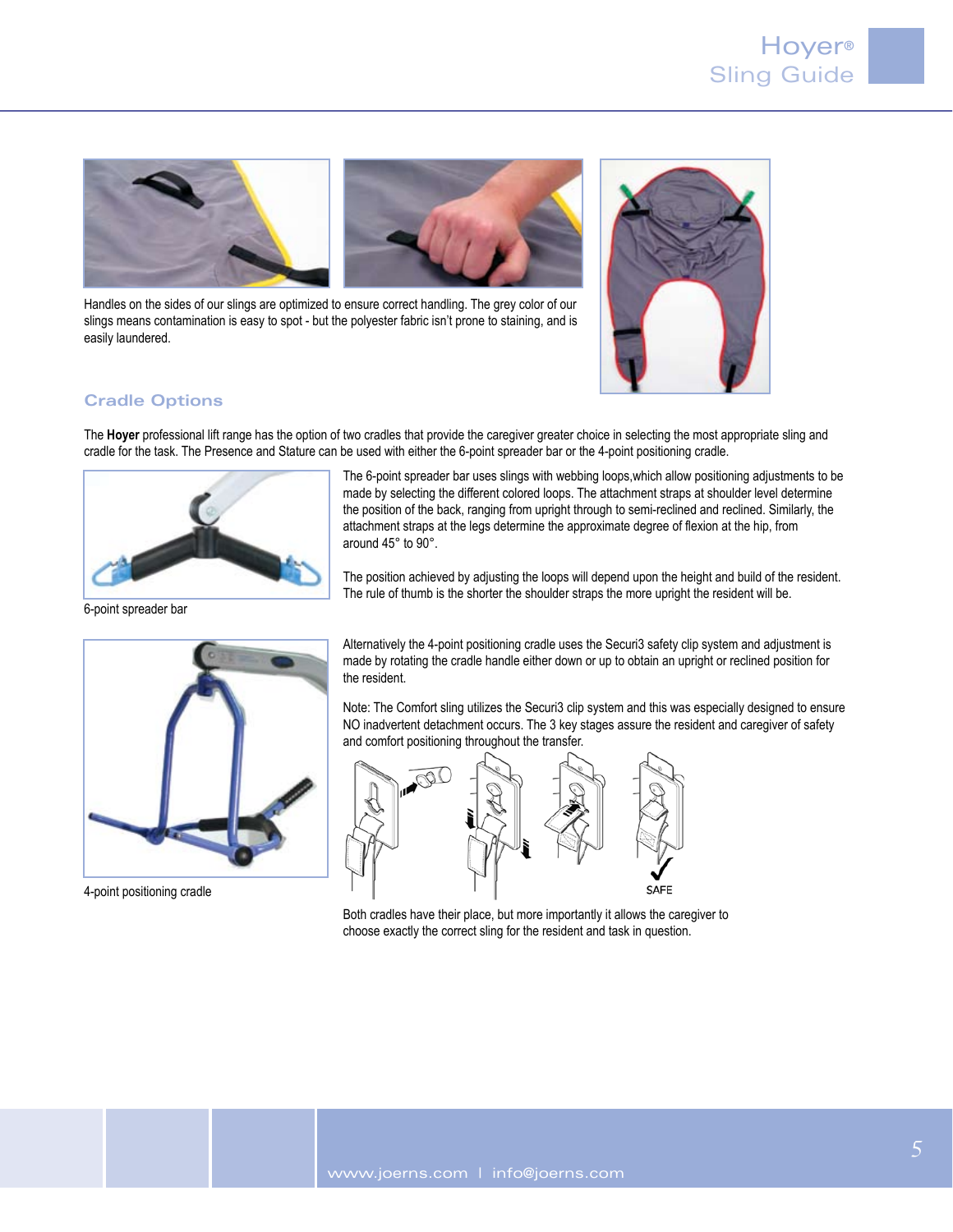Handles on the sides of our slings are optimized to ensure correct handling. The grey color of our slings means contamination is easy to spot - but the polyester fabric isn't prone to staining, and is easily laundered.

## Cradle Options

The **Hoyer** professional lift range has the option of two cradles that provide the caregiver greater choice in selecting the most appropriate sling and cradle for the task. The Presence and Stature can be used with either the 6-point spreader bar or the 4-point positioning cradle.

6-point spreader bar

The 6-point spreader bar uses slings with webbing loops,which allow positioning adjustments to be made by selecting the different colored loops. The attachment straps at shoulder level determine the position of the back, ranging from upright through to semi-reclined and reclined. Similarly, the attachment straps at the legs determine the approximate degree of flexion at the hip, from around 45° to 90°.

The position achieved by adjusting the loops will depend upon the height and build of the resident. The rule of thumb is the shorter the shoulder straps the more upright the resident will be.

4-point positioning cradle

Alternatively the 4-point positioning cradle uses the Securi3 safety clip system and adjustment is made by rotating the cradle handle either down or up to obtain an upright or reclined position for the resident.

Note: The Comfort sling utilizes the Securi3 clip system and this was especially designed to ensure NO inadvertent detachment occurs. The 3 key stages assure the resident and caregiver of safety and comfort positioning throughout the transfer.

SAFE

Both cradles have their place, but more importantly it allows the caregiver to choose exactly the correct sling for the resident and task in question.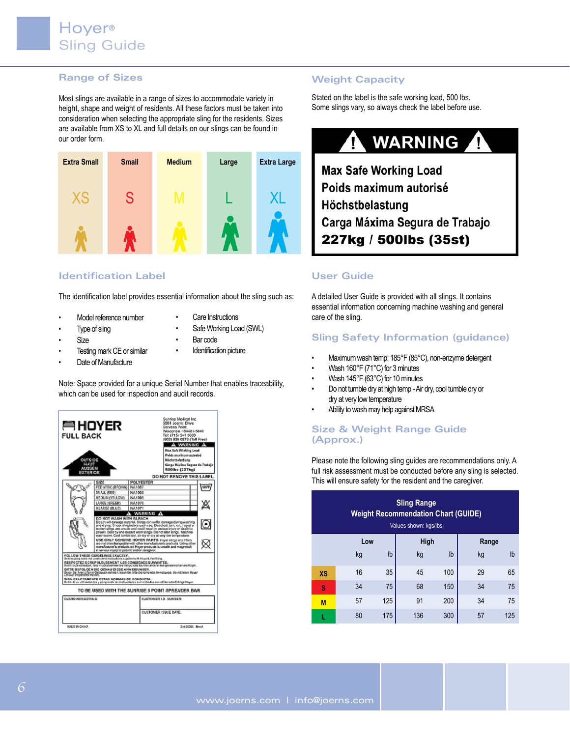# Hoyer® Sling Guide

## Range of Sizes

Most slings are available in a range of sizes to accommodate variety in height, shape and weight of residents. All these factors must be taken into consideration when selecting the appropriate sling for the residents. Sizes are available from XS to XL and full details on our slings can be found in our order form.

| Extra Small | Small | Medium | Large | Extra Large |
|---|---|---|---|---|
| XS | S | M | L | XL |

## Weight Capacity

Stated on the label is the safe working load, 500 lbs.
Some slings vary, so always check the label before use.

**WARNING**

**Max Safe Working Load**
**Poids maximum autorisé**
**Höchstbelastung**
**Carga Máxima Segura de Trabajo**
**227kg / 500lbs (35st)**

## Identification Label

The identification label provides essential information about the sling such as:

- Model reference number
- Type of sling
- Size
- Testing mark CE or similar
- Date of Manufacture
- Care Instructions
- Safe Working Load (SWL)
- Bar code
- Identification picture

Note: Space provided for a unique Serial Number that enables traceability, which can be used for inspection and audit records.

HOYER FULL BACK

Sunrise Medical Inc.
5001 Joerns Drive
Stevens Point
Wisconsin • 54481-5040
Tel: (715) 341 3600
(800) 826 0270 (Toll Free)

WARNING
Max Safe Working Load
Poids maximum autorisé
Höchstbelastung
Carga Máxima Segura de Trabajo
500lbs (227kg)

OUTSIDE / HAUT / AUSSEN / EXTERIOR

DO NOT REMOVE THIS LABEL.

| SIZE | POLYESTER |
|---|---|
| PEDIATRIC (BROWN) | HA1067 |
| SMALL (RED) | HA1068 |
| MEDIUM (YELLOW) | HA1069 |
| LARGE (GREEN) | HA1070 |
| XLARGE (BLUE) | HA1071 |

WARNING
DO NOT WASH WITH BLEACH
Bleach will damage material. Slings can suffer damage during washing and drying. Check sling before each use. Bleached, torn, cut, frayed or broken slings are unsafe and could result in serious injury or death to patient. Destroy and discard worn slings. Do not alter slings. Machine wash warm. Cool tumble dry, air dry or dry at very low temperature.
USE ONLY GENUINE HOYER PARTS. Hoyer slings and lifters are not interchangeable with other manufacturer's products. Using other manufacturer's products on Hoyer products is unsafe and may result in serious injury to patient and/or caregiver.

FOLLOW THESE GUIDELINES EXACTLY.
RESPECTEZ SCRUPULEUSEMENT LES CONSIGNES SUIVANTES.
BITTE BEFOLGEN SIE GENAU DIESE ANWEISUNGEN.
SIGA EXACTAMENTE ESTAS NORMAS DE CONDUCTA.

TO BE USED WITH THE SUNRISE 6 POINT SPREADER BAR

CUSTOMER DETAILS: | CUSTOMER I.D. NUMBER: | CUSTOMER ISSUE DATE:

MADE IN CHINA

## User Guide

A detailed User Guide is provided with all slings. It contains essential information concerning machine washing and general care of the sling.

## Sling Safety Information (guidance)

- Maximum wash temp: 185°F (85°C), non-enzyme detergent
- Wash 160°F (71°C) for 3 minutes
- Wash 145°F (63°C) for 10 minutes
- Do not tumble dry at high temp - Air dry, cool tumble dry or dry at very low temperature
- Ability to wash may help against MRSA

## Size & Weight Range Guide (Approx.)

Please note the following sling guides are recommendations only. A full risk assessment must be conducted before any sling is selected. This will ensure safety for the resident and the caregiver.

**Sling Range Weight Recommendation Chart (GUIDE)**
Values shown: kgs/lbs

| | Low | | High | | Range | |
|---|---|---|---|---|---|---|
| | kg | lb | kg | lb | kg | lb |
| XS | 16 | 35 | 45 | 100 | 29 | 65 |
| S | 34 | 75 | 68 | 150 | 34 | 75 |
| M | 57 | 125 | 91 | 200 | 34 | 75 |
| L | 80 | 175 | 136 | 300 | 57 | 125 |

www.joerns.com | info@joerns.com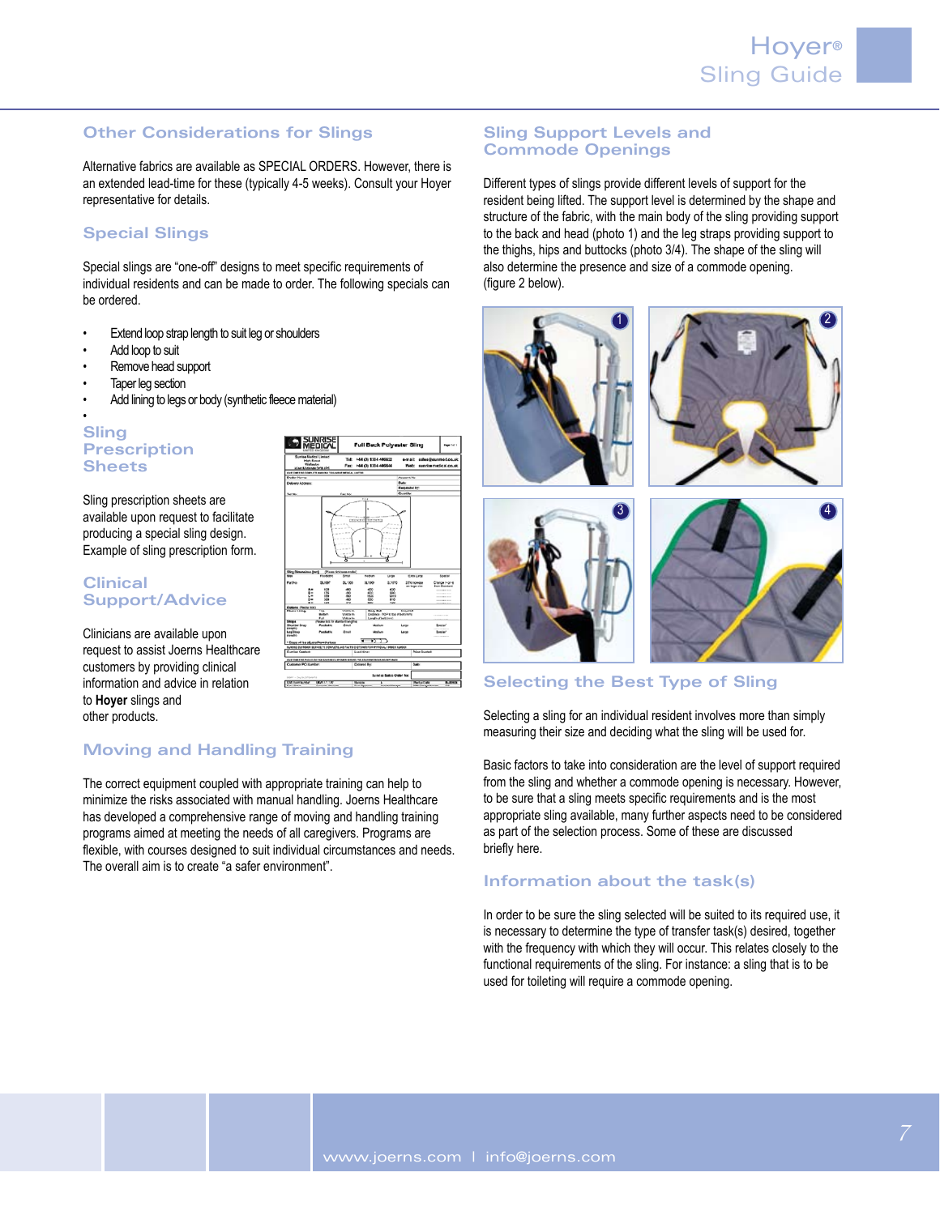## Other Considerations for Slings

Alternative fabrics are available as SPECIAL ORDERS. However, there is an extended lead-time for these (typically 4-5 weeks). Consult your Hoyer representative for details.

## Special Slings

Special slings are "one-off" designs to meet specific requirements of individual residents and can be made to order. The following specials can be ordered.

- Extend loop strap length to suit leg or shoulders
- Add loop to suit
- Remove head support
- Taper leg section
- Add lining to legs or body (synthetic fleece material)

## Sling Prescription Sheets

Sling prescription sheets are available upon request to facilitate producing a special sling design. Example of sling prescription form.

## Clinical Support/Advice

Clinicians are available upon request to assist Joerns Healthcare customers by providing clinical information and advice in relation to **Hoyer** slings and other products.

## Moving and Handling Training

The correct equipment coupled with appropriate training can help to minimize the risks associated with manual handling. Joerns Healthcare has developed a comprehensive range of moving and handling training programs aimed at meeting the needs of all caregivers. Programs are flexible, with courses designed to suit individual circumstances and needs. The overall aim is to create "a safer environment".

## Sling Support Levels and Commode Openings

Different types of slings provide different levels of support for the resident being lifted. The support level is determined by the shape and structure of the fabric, with the main body of the sling providing support to the back and head (photo 1) and the leg straps providing support to the thighs, hips and buttocks (photo 3/4). The shape of the sling will also determine the presence and size of a commode opening. (figure 2 below).

## Selecting the Best Type of Sling

Selecting a sling for an individual resident involves more than simply measuring their size and deciding what the sling will be used for.

Basic factors to take into consideration are the level of support required from the sling and whether a commode opening is necessary. However, to be sure that a sling meets specific requirements and is the most appropriate sling available, many further aspects need to be considered as part of the selection process. Some of these are discussed briefly here.

## Information about the task(s)

In order to be sure the sling selected will be suited to its required use, it is necessary to determine the type of transfer task(s) desired, together with the frequency with which they will occur. This relates closely to the functional requirements of the sling. For instance: a sling that is to be used for toileting will require a commode opening.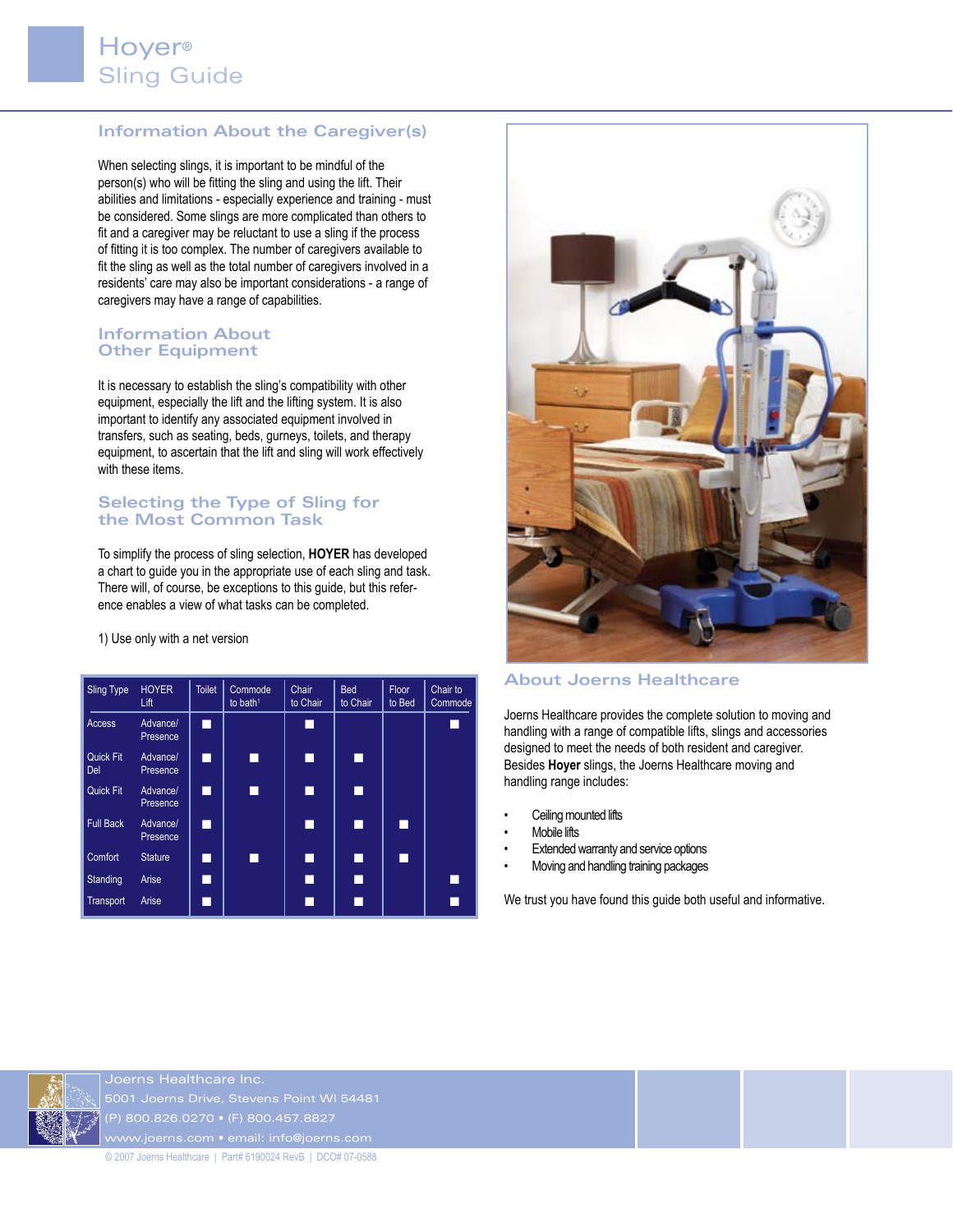# Hoyer®
Sling Guide

## Information About the Caregiver(s)

When selecting slings, it is important to be mindful of the person(s) who will be fitting the sling and using the lift. Their abilities and limitations - especially experience and training - must be considered. Some slings are more complicated than others to fit and a caregiver may be reluctant to use a sling if the process of fitting it is too complex. The number of caregivers available to fit the sling as well as the total number of caregivers involved in a residents' care may also be important considerations - a range of caregivers may have a range of capabilities.

## Information About Other Equipment

It is necessary to establish the sling's compatibility with other equipment, especially the lift and the lifting system. It is also important to identify any associated equipment involved in transfers, such as seating, beds, gurneys, toilets, and therapy equipment, to ascertain that the lift and sling will work effectively with these items.

## Selecting the Type of Sling for the Most Common Task

To simplify the process of sling selection, **HOYER** has developed a chart to guide you in the appropriate use of each sling and task. There will, of course, be exceptions to this guide, but this reference enables a view of what tasks can be completed.

1) Use only with a net version

| Sling Type | HOYER Lift | Toilet | Commode to bath[1] | Chair to Chair | Bed to Chair | Floor to Bed | Chair to Commode |
|---|---|---|---|---|---|---|---|
| Access | Advance/ Presence | ■ | | ■ | | | ■ |
| Quick Fit Del | Advance/ Presence | ■ | ■ | ■ | ■ | | |
| Quick Fit | Advance/ Presence | ■ | ■ | ■ | ■ | | |
| Full Back | Advance/ Presence | ■ | | ■ | ■ | ■ | |
| Comfort | Stature | ■ | ■ | ■ | ■ | ■ | |
| Standing | Arise | ■ | | ■ | ■ | | ■ |
| Transport | Arise | ■ | | ■ | ■ | | ■ |

## About Joerns Healthcare

Joerns Healthcare provides the complete solution to moving and handling with a range of compatible lifts, slings and accessories designed to meet the needs of both resident and caregiver. Besides **Hoyer** slings, the Joerns Healthcare moving and handling range includes:

- Ceiling mounted lifts
- Mobile lifts
- Extended warranty and service options
- Moving and handling training packages

We trust you have found this guide both useful and informative.

Joerns Healthcare Inc.
5001 Joerns Drive, Stevens Point WI 54481
(P) 800.826.0270 • (F) 800.457.8827
www.joerns.com • email: info@joerns.com

© 2007 Joerns Healthcare | Part# 6190024 RevB | DCO# 07-0588